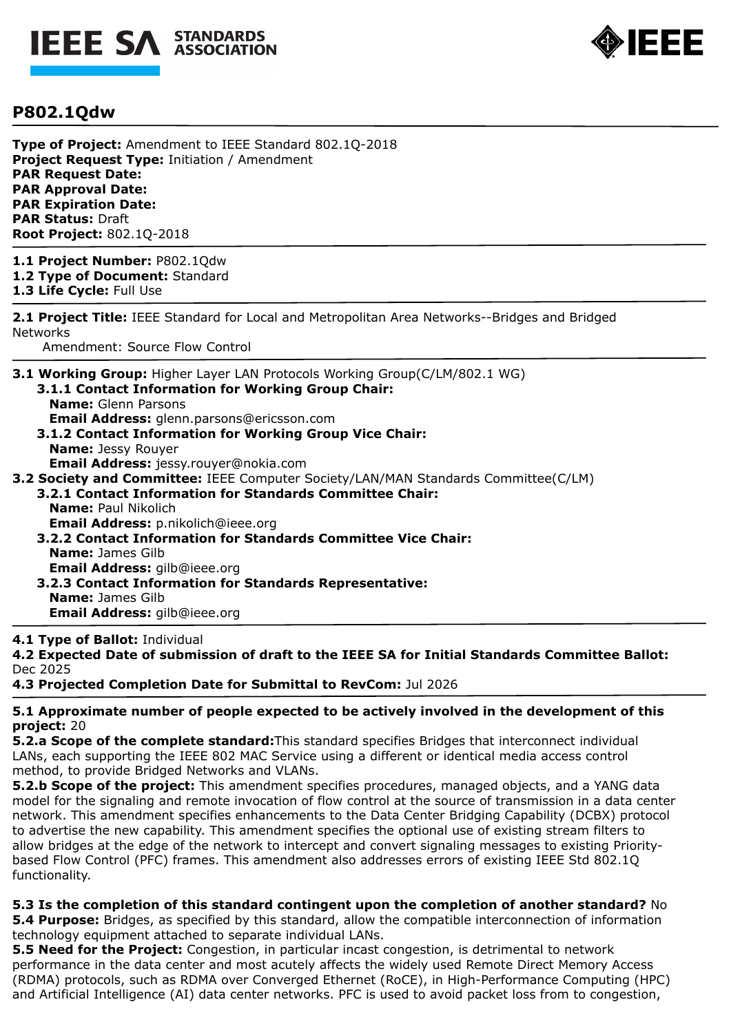## P802.1Qdw

**Type of Project:** Amendment to IEEE Standard 802.1Q-2018
**Project Request Type:** Initiation / Amendment
**PAR Request Date:**
**PAR Approval Date:**
**PAR Expiration Date:**
**PAR Status:** Draft
**Root Project:** 802.1Q-2018

**1.1 Project Number:** P802.1Qdw
**1.2 Type of Document:** Standard
**1.3 Life Cycle:** Full Use

**2.1 Project Title:** IEEE Standard for Local and Metropolitan Area Networks--Bridges and Bridged Networks
Amendment: Source Flow Control

**3.1 Working Group:** Higher Layer LAN Protocols Working Group(C/LM/802.1 WG)
**3.1.1 Contact Information for Working Group Chair:**
**Name:** Glenn Parsons
**Email Address:** glenn.parsons@ericsson.com
**3.1.2 Contact Information for Working Group Vice Chair:**
**Name:** Jessy Rouyer
**Email Address:** jessy.rouyer@nokia.com
**3.2 Society and Committee:** IEEE Computer Society/LAN/MAN Standards Committee(C/LM)
**3.2.1 Contact Information for Standards Committee Chair:**
**Name:** Paul Nikolich
**Email Address:** p.nikolich@ieee.org
**3.2.2 Contact Information for Standards Committee Vice Chair:**
**Name:** James Gilb
**Email Address:** gilb@ieee.org
**3.2.3 Contact Information for Standards Representative:**
**Name:** James Gilb
**Email Address:** gilb@ieee.org

**4.1 Type of Ballot:** Individual
**4.2 Expected Date of submission of draft to the IEEE SA for Initial Standards Committee Ballot:** Dec 2025
**4.3 Projected Completion Date for Submittal to RevCom:** Jul 2026

**5.1 Approximate number of people expected to be actively involved in the development of this project:** 20
**5.2.a Scope of the complete standard:** This standard specifies Bridges that interconnect individual LANs, each supporting the IEEE 802 MAC Service using a different or identical media access control method, to provide Bridged Networks and VLANs.
**5.2.b Scope of the project:** This amendment specifies procedures, managed objects, and a YANG data model for the signaling and remote invocation of flow control at the source of transmission in a data center network. This amendment specifies enhancements to the Data Center Bridging Capability (DCBX) protocol to advertise the new capability. This amendment specifies the optional use of existing stream filters to allow bridges at the edge of the network to intercept and convert signaling messages to existing Priority-based Flow Control (PFC) frames. This amendment also addresses errors of existing IEEE Std 802.1Q functionality.

**5.3 Is the completion of this standard contingent upon the completion of another standard?** No
**5.4 Purpose:** Bridges, as specified by this standard, allow the compatible interconnection of information technology equipment attached to separate individual LANs.
**5.5 Need for the Project:** Congestion, in particular incast congestion, is detrimental to network performance in the data center and most acutely affects the widely used Remote Direct Memory Access (RDMA) protocols, such as RDMA over Converged Ethernet (RoCE), in High-Performance Computing (HPC) and Artificial Intelligence (AI) data center networks. PFC is used to avoid packet loss from to congestion,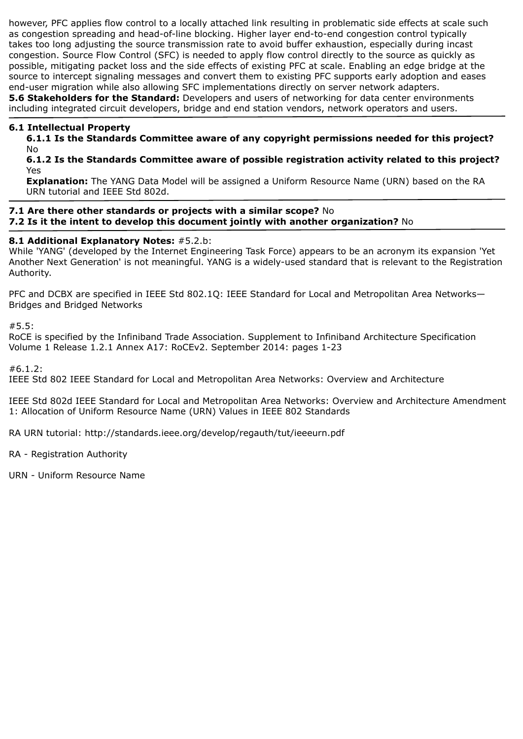however, PFC applies flow control to a locally attached link resulting in problematic side effects at scale such as congestion spreading and head-of-line blocking. Higher layer end-to-end congestion control typically takes too long adjusting the source transmission rate to avoid buffer exhaustion, especially during incast congestion. Source Flow Control (SFC) is needed to apply flow control directly to the source as quickly as possible, mitigating packet loss and the side effects of existing PFC at scale. Enabling an edge bridge at the source to intercept signaling messages and convert them to existing PFC supports early adoption and eases end-user migration while also allowing SFC implementations directly on server network adapters.

**5.6 Stakeholders for the Standard:** Developers and users of networking for data center environments including integrated circuit developers, bridge and end station vendors, network operators and users.

**6.1 Intellectual Property**

**6.1.1 Is the Standards Committee aware of any copyright permissions needed for this project?** No

**6.1.2 Is the Standards Committee aware of possible registration activity related to this project?** Yes

**Explanation:** The YANG Data Model will be assigned a Uniform Resource Name (URN) based on the RA URN tutorial and IEEE Std 802d.

**7.1 Are there other standards or projects with a similar scope?** No

**7.2 Is it the intent to develop this document jointly with another organization?** No

**8.1 Additional Explanatory Notes:** #5.2.b:

While 'YANG' (developed by the Internet Engineering Task Force) appears to be an acronym its expansion 'Yet Another Next Generation' is not meaningful. YANG is a widely-used standard that is relevant to the Registration Authority.

PFC and DCBX are specified in IEEE Std 802.1Q: IEEE Standard for Local and Metropolitan Area Networks—Bridges and Bridged Networks

#5.5:

RoCE is specified by the Infiniband Trade Association. Supplement to Infiniband Architecture Specification Volume 1 Release 1.2.1 Annex A17: RoCEv2. September 2014: pages 1-23

#6.1.2:

IEEE Std 802 IEEE Standard for Local and Metropolitan Area Networks: Overview and Architecture

IEEE Std 802d IEEE Standard for Local and Metropolitan Area Networks: Overview and Architecture Amendment 1: Allocation of Uniform Resource Name (URN) Values in IEEE 802 Standards

RA URN tutorial: http://standards.ieee.org/develop/regauth/tut/ieeeurn.pdf

RA - Registration Authority

URN - Uniform Resource Name